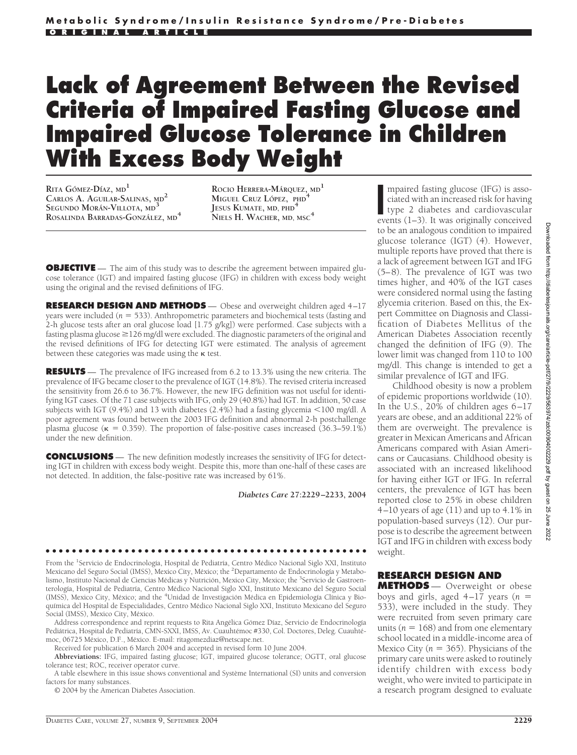Metabolic Syndrome/Insulin Resistance Syndrome/Pre-Diabetes

ORIGINAL ARTICLE

# Lack of Agreement Between the Revised Criteria of Impaired Fasting Glucose and Impaired Glucose Tolerance in Children With Excess Body Weight

RITA GÓMEZ-DÍAZ, MD[1]
CARLOS A. AGUILAR-SALINAS, MD[2]
SEGUNDO MORÁN-VILLOTA, MD[3]
ROSALINDA BARRADAS-GONZÁLEZ, MD[4]
ROCIO HERRERA-MÁRQUEZ, MD[1]
MIGUEL CRUZ LÓPEZ, PHD[4]
JESUS KUMATE, MD, PHD[4]
NIELS H. WACHER, MD, MSC[4]

**OBJECTIVE** — The aim of this study was to describe the agreement between impaired glucose tolerance (IGT) and impaired fasting glucose (IFG) in children with excess body weight using the original and the revised definitions of IFG.

**RESEARCH DESIGN AND METHODS** — Obese and overweight children aged 4–17 years were included ($n$ = 533). Anthropometric parameters and biochemical tests (fasting and 2-h glucose tests after an oral glucose load [1.75 g/kg]) were performed. Case subjects with a fasting plasma glucose ≥126 mg/dl were excluded. The diagnostic parameters of the original and the revised definitions of IFG for detecting IGT were estimated. The analysis of agreement between these categories was made using the κ test.

**RESULTS** — The prevalence of IFG increased from 6.2 to 13.3% using the new criteria. The prevalence of IFG became closer to the prevalence of IGT (14.8%). The revised criteria increased the sensitivity from 26.6 to 36.7%. However, the new IFG definition was not useful for identifying IGT cases. Of the 71 case subjects with IFG, only 29 (40.8%) had IGT. In addition, 50 case subjects with IGT (9.4%) and 13 with diabetes (2.4%) had a fasting glycemia <100 mg/dl. A poor agreement was found between the 2003 IFG definition and abnormal 2-h postchallenge plasma glucose (κ = 0.359). The proportion of false-positive cases increased (36.3–59.1%) under the new definition.

**CONCLUSIONS** — The new definition modestly increases the sensitivity of IFG for detecting IGT in children with excess body weight. Despite this, more than one-half of these cases are not detected. In addition, the false-positive rate was increased by 61%.

*Diabetes Care* **27:**2229–2233, 2004

Impaired fasting glucose (IFG) is associated with an increased risk for having type 2 diabetes and cardiovascular events (1–3). It was originally conceived to be an analogous condition to impaired glucose tolerance (IGT) (4). However, multiple reports have proved that there is a lack of agreement between IGT and IFG (5–8). The prevalence of IGT was two times higher, and 40% of the IGT cases were considered normal using the fasting glycemia criterion. Based on this, the Expert Committee on Diagnosis and Classification of Diabetes Mellitus of the American Diabetes Association recently changed the definition of IFG (9). The lower limit was changed from 110 to 100 mg/dl. This change is intended to get a similar prevalence of IGT and IFG.

Childhood obesity is now a problem of epidemic proportions worldwide (10). In the U.S., 20% of children ages 6–17 years are obese, and an additional 22% of them are overweight. The prevalence is greater in Mexican Americans and African Americans compared with Asian Americans or Caucasians. Childhood obesity is associated with an increased likelihood for having either IGT or IFG. In referral centers, the prevalence of IGT has been reported close to 25% in obese children 4–10 years of age (11) and up to 4.1% in population-based surveys (12). Our purpose is to describe the agreement between IGT and IFG in children with excess body weight.

## RESEARCH DESIGN AND METHODS

— Overweight or obese boys and girls, aged 4–17 years ($n$ = 533), were included in the study. They were recruited from seven primary care units ($n$ = 168) and from one elementary school located in a middle-income area of Mexico City ($n$ = 365). Physicians of the primary care units were asked to routinely identify children with excess body weight, who were invited to participate in a research program designed to evaluate

From the [1]Servicio de Endocrinología, Hospital de Pediatría, Centro Médico Nacional Siglo XXI, Instituto Mexicano del Seguro Social (IMSS), Mexico City, México; the [2]Departamento de Endocrinología y Metabolismo, Instituto Nacional de Ciencias Médicas y Nutrición, Mexico City, Mexico; the [3]Servicio de Gastroenterología, Hospital de Pediatría, Centro Médico Nacional Siglo XXI, Instituto Mexicano del Seguro Social (IMSS), Mexico City, México; and the [4]Unidad de Investigación Médica en Epidemiología Clínica y Bioquímica del Hospital de Especialidades, Centro Médico Nacional Siglo XXI, Instituto Mexicano del Seguro Social (IMSS), Mexico City, México.

Address correspondence and reprint requests to Rita Angélica Gómez Díaz, Servicio de Endocrinología Pediátrica, Hospital de Pediatría, CMN-SXXI, IMSS, Av. Cuauhtémoc #330, Col. Doctores, Deleg. Cuauhtémoc, 06725 México, D.F., México. E-mail: ritagomezdiaz@netscape.net.

Received for publication 6 March 2004 and accepted in revised form 10 June 2004.

**Abbreviations:** IFG, impaired fasting glucose; IGT, impaired glucose tolerance; OGTT, oral glucose tolerance test; ROC, receiver operator curve.

A table elsewhere in this issue shows conventional and Système International (SI) units and conversion factors for many substances.

© 2004 by the American Diabetes Association.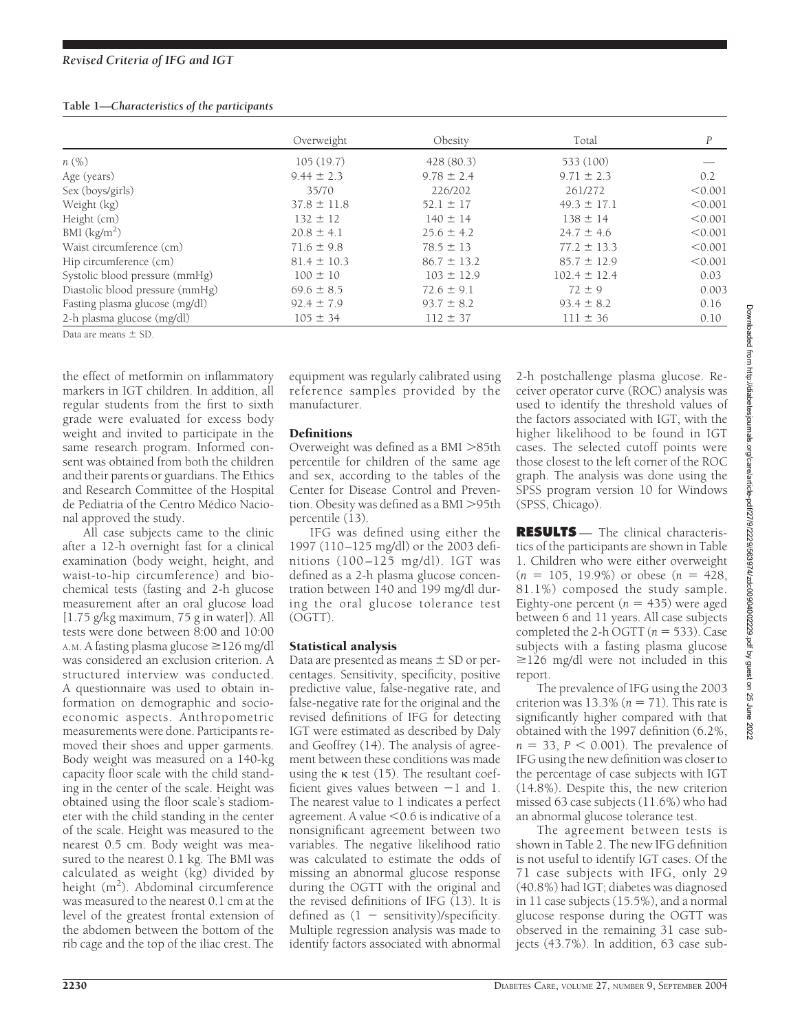**Table 1—Characteristics of the participants**

| | Overweight | Obesity | Total | P |
|---|---|---|---|---|
| n (%) | 105 (19.7) | 428 (80.3) | 533 (100) | — |
| Age (years) | 9.44 ± 2.3 | 9.78 ± 2.4 | 9.71 ± 2.3 | 0.2 |
| Sex (boys/girls) | 35/70 | 226/202 | 261/272 | <0.001 |
| Weight (kg) | 37.8 ± 11.8 | 52.1 ± 17 | 49.3 ± 17.1 | <0.001 |
| Height (cm) | 132 ± 12 | 140 ± 14 | 138 ± 14 | <0.001 |
| BMI (kg/m$^2$) | 20.8 ± 4.1 | 25.6 ± 4.2 | 24.7 ± 4.6 | <0.001 |
| Waist circumference (cm) | 71.6 ± 9.8 | 78.5 ± 13 | 77.2 ± 13.3 | <0.001 |
| Hip circumference (cm) | 81.4 ± 10.3 | 86.7 ± 13.2 | 85.7 ± 12.9 | <0.001 |
| Systolic blood pressure (mmHg) | 100 ± 10 | 103 ± 12.9 | 102.4 ± 12.4 | 0.03 |
| Diastolic blood pressure (mmHg) | 69.6 ± 8.5 | 72.6 ± 9.1 | 72 ± 9 | 0.003 |
| Fasting plasma glucose (mg/dl) | 92.4 ± 7.9 | 93.7 ± 8.2 | 93.4 ± 8.2 | 0.16 |
| 2-h plasma glucose (mg/dl) | 105 ± 34 | 112 ± 37 | 111 ± 36 | 0.10 |

Data are means ± SD.

the effect of metformin on inflammatory markers in IGT children. In addition, all regular students from the first to sixth grade were evaluated for excess body weight and invited to participate in the same research program. Informed consent was obtained from both the children and their parents or guardians. The Ethics and Research Committee of the Hospital de Pediatria of the Centro Médico Nacional approved the study.

All case subjects came to the clinic after a 12-h overnight fast for a clinical examination (body weight, height, and waist-to-hip circumference) and biochemical tests (fasting and 2-h glucose measurement after an oral glucose load [1.75 g/kg maximum, 75 g in water]). All tests were done between 8:00 and 10:00 A.M. A fasting plasma glucose ≥126 mg/dl was considered an exclusion criterion. A structured interview was conducted. A questionnaire was used to obtain information on demographic and socioeconomic aspects. Anthropometric measurements were done. Participants removed their shoes and upper garments. Body weight was measured on a 140-kg capacity floor scale with the child standing in the center of the scale. Height was obtained using the floor scale's stadiometer with the child standing in the center of the scale. Height was measured to the nearest 0.5 cm. Body weight was measured to the nearest 0.1 kg. The BMI was calculated as weight (kg) divided by height (m$^2$). Abdominal circumference was measured to the nearest 0.1 cm at the level of the greatest frontal extension of the abdomen between the bottom of the rib cage and the top of the iliac crest. The equipment was regularly calibrated using reference samples provided by the manufacturer.

### Definitions

Overweight was defined as a BMI >85th percentile for children of the same age and sex, according to the tables of the Center for Disease Control and Prevention. Obesity was defined as a BMI >95th percentile (13).

IFG was defined using either the 1997 (110–125 mg/dl) or the 2003 definitions (100–125 mg/dl). IGT was defined as a 2-h plasma glucose concentration between 140 and 199 mg/dl during the oral glucose tolerance test (OGTT).

### Statistical analysis

Data are presented as means ± SD or percentages. Sensitivity, specificity, positive predictive value, false-negative rate, and false-negative rate for the original and the revised definitions of IFG for detecting IGT were estimated as described by Daly and Geoffrey (14). The analysis of agreement between these conditions was made using the κ test (15). The resultant coefficient gives values between −1 and 1. The nearest value to 1 indicates a perfect agreement. A value <0.6 is indicative of a nonsignificant agreement between two variables. The negative likelihood ratio was calculated to estimate the odds of missing an abnormal glucose response during the OGTT with the original and the revised definitions of IFG (13). It is defined as (1 − sensitivity)/specificity. Multiple regression analysis was made to identify factors associated with abnormal 2-h postchallenge plasma glucose. Receiver operator curve (ROC) analysis was used to identify the threshold values of the factors associated with IGT, with the higher likelihood to be found in IGT cases. The selected cutoff points were those closest to the left corner of the ROC graph. The analysis was done using the SPSS program version 10 for Windows (SPSS, Chicago).

## RESULTS

The clinical characteristics of the participants are shown in Table 1. Children who were either overweight ($n = 105$, 19.9%) or obese ($n = 428$, 81.1%) composed the study sample. Eighty-one percent ($n = 435$) were aged between 6 and 11 years. All case subjects completed the 2-h OGTT ($n = 533$). Case subjects with a fasting plasma glucose ≥126 mg/dl were not included in this report.

The prevalence of IFG using the 2003 criterion was 13.3% ($n = 71$). This rate is significantly higher compared with that obtained with the 1997 definition (6.2%, $n = 33$, $P < 0.001$). The prevalence of IFG using the new definition was closer to the percentage of case subjects with IGT (14.8%). Despite this, the new criterion missed 63 case subjects (11.6%) who had an abnormal glucose tolerance test.

The agreement between tests is shown in Table 2. The new IFG definition is not useful to identify IGT cases. Of the 71 case subjects with IFG, only 29 (40.8%) had IGT; diabetes was diagnosed in 11 case subjects (15.5%), and a normal glucose response during the OGTT was observed in the remaining 31 case subjects (43.7%). In addition, 63 case sub-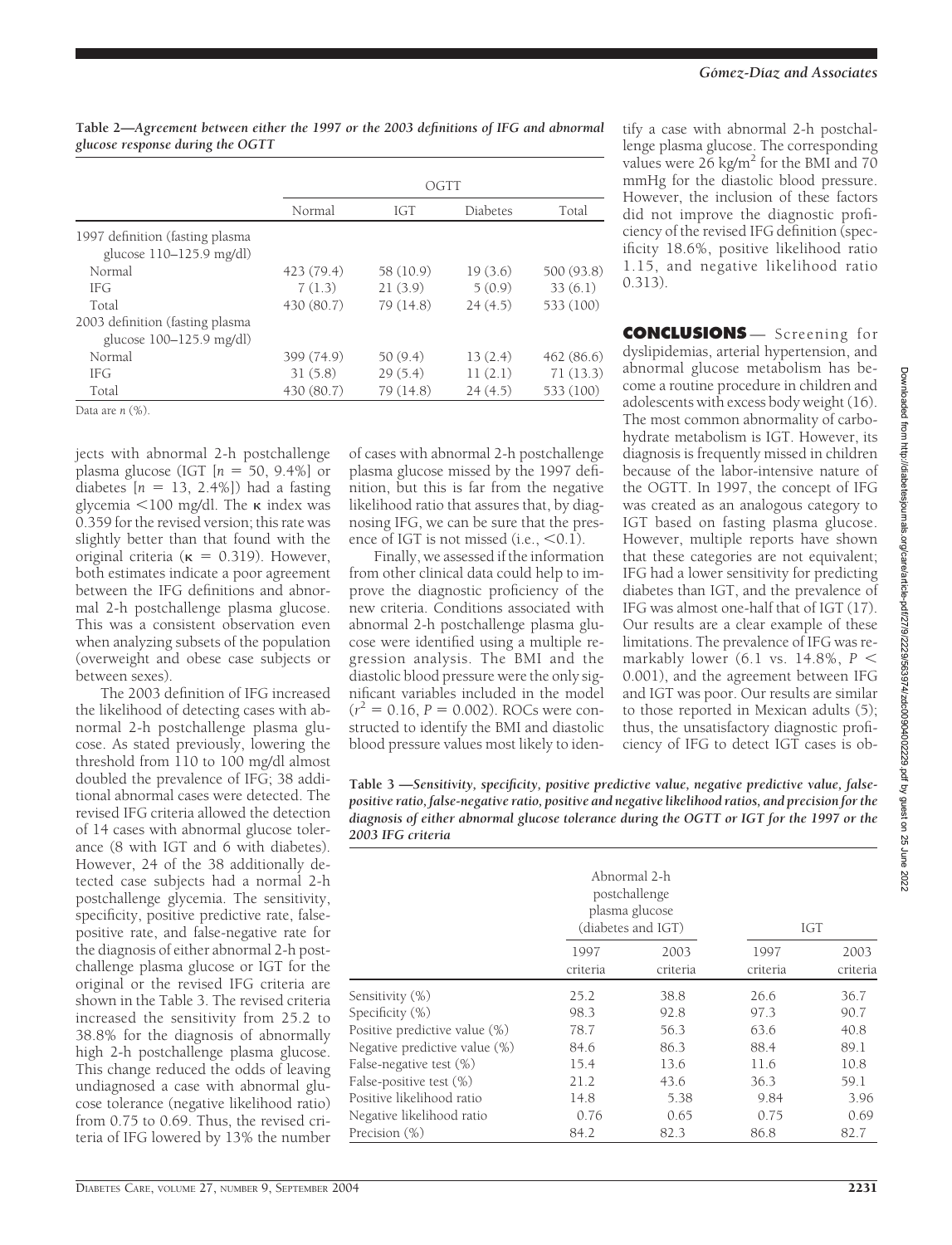**Table 2—Agreement between either the 1997 or the 2003 definitions of IFG and abnormal glucose response during the OGTT**

| | OGTT | | | |
|---|---|---|---|---|
| | Normal | IGT | Diabetes | Total |
| 1997 definition (fasting plasma glucose 110–125.9 mg/dl) | | | | |
| Normal | 423 (79.4) | 58 (10.9) | 19 (3.6) | 500 (93.8) |
| IFG | 7 (1.3) | 21 (3.9) | 5 (0.9) | 33 (6.1) |
| Total | 430 (80.7) | 79 (14.8) | 24 (4.5) | 533 (100) |
| 2003 definition (fasting plasma glucose 100–125.9 mg/dl) | | | | |
| Normal | 399 (74.9) | 50 (9.4) | 13 (2.4) | 462 (86.6) |
| IFG | 31 (5.8) | 29 (5.4) | 11 (2.1) | 71 (13.3) |
| Total | 430 (80.7) | 79 (14.8) | 24 (4.5) | 533 (100) |

Data are *n* (%).

jects with abnormal 2-h postchallenge plasma glucose (IGT [$n$ = 50, 9.4%] or diabetes [$n$ = 13, 2.4%]) had a fasting glycemia <100 mg/dl. The $\kappa$ index was 0.359 for the revised version; this rate was slightly better than that found with the original criteria ($\kappa$ = 0.319). However, both estimates indicate a poor agreement between the IFG definitions and abnormal 2-h postchallenge plasma glucose. This was a consistent observation even when analyzing subsets of the population (overweight and obese case subjects or between sexes).

The 2003 definition of IFG increased the likelihood of detecting cases with abnormal 2-h postchallenge plasma glucose. As stated previously, lowering the threshold from 110 to 100 mg/dl almost doubled the prevalence of IFG; 38 additional abnormal cases were detected. The revised IFG criteria allowed the detection of 14 cases with abnormal glucose tolerance (8 with IGT and 6 with diabetes). However, 24 of the 38 additionally detected case subjects had a normal 2-h postchallenge glycemia. The sensitivity, specificity, positive predictive rate, false-positive rate, and false-negative rate for the diagnosis of either abnormal 2-h postchallenge plasma glucose or IGT for the original or the revised IFG criteria are shown in the Table 3. The revised criteria increased the sensitivity from 25.2 to 38.8% for the diagnosis of abnormally high 2-h postchallenge plasma glucose. This change reduced the odds of leaving undiagnosed a case with abnormal glucose tolerance (negative likelihood ratio) from 0.75 to 0.69. Thus, the revised criteria of IFG lowered by 13% the number of cases with abnormal 2-h postchallenge plasma glucose missed by the 1997 definition, but this is far from the negative likelihood ratio that assures that, by diagnosing IFG, we can be sure that the presence of IGT is not missed (i.e., <0.1).

Finally, we assessed if the information from other clinical data could help to improve the diagnostic proficiency of the new criteria. Conditions associated with abnormal 2-h postchallenge plasma glucose were identified using a multiple regression analysis. The BMI and the diastolic blood pressure were the only significant variables included in the model ($r^2$ = 0.16, $P$ = 0.002). ROCs were constructed to identify the BMI and diastolic blood pressure values most likely to identify a case with abnormal 2-h postchallenge plasma glucose. The corresponding values were 26 kg/m$^2$ for the BMI and 70 mmHg for the diastolic blood pressure. However, the inclusion of these factors did not improve the diagnostic proficiency of the revised IFG definition (specificity 18.6%, positive likelihood ratio 1.15, and negative likelihood ratio 0.313).

## CONCLUSIONS

Screening for dyslipidemias, arterial hypertension, and abnormal glucose metabolism has become a routine procedure in children and adolescents with excess body weight (16). The most common abnormality of carbohydrate metabolism is IGT. However, its diagnosis is frequently missed in children because of the labor-intensive nature of the OGTT. In 1997, the concept of IFG was created as an analogous category to IGT based on fasting plasma glucose. However, multiple reports have shown that these categories are not equivalent; IFG had a lower sensitivity for predicting diabetes than IGT, and the prevalence of IFG was almost one-half that of IGT (17). Our results are a clear example of these limitations. The prevalence of IFG was remarkably lower (6.1 vs. 14.8%, $P$ < 0.001), and the agreement between IFG and IGT was poor. Our results are similar to those reported in Mexican adults (5); thus, the unsatisfactory diagnostic proficiency of IFG to detect IGT cases is ob-

**Table 3—Sensitivity, specificity, positive predictive value, negative predictive value, false-positive ratio, false-negative ratio, positive and negative likelihood ratios, and precision for the diagnosis of either abnormal glucose tolerance during the OGTT or IGT for the 1997 or the 2003 IFG criteria**

| | Abnormal 2-h postchallenge plasma glucose (diabetes and IGT) | | IGT | |
|---|---|---|---|---|
| | 1997 criteria | 2003 criteria | 1997 criteria | 2003 criteria |
| Sensitivity (%) | 25.2 | 38.8 | 26.6 | 36.7 |
| Specificity (%) | 98.3 | 92.8 | 97.3 | 90.7 |
| Positive predictive value (%) | 78.7 | 56.3 | 63.6 | 40.8 |
| Negative predictive value (%) | 84.6 | 86.3 | 88.4 | 89.1 |
| False-negative test (%) | 15.4 | 13.6 | 11.6 | 10.8 |
| False-positive test (%) | 21.2 | 43.6 | 36.3 | 59.1 |
| Positive likelihood ratio | 14.8 | 5.38 | 9.84 | 3.96 |
| Negative likelihood ratio | 0.76 | 0.65 | 0.75 | 0.69 |
| Precision (%) | 84.2 | 82.3 | 86.8 | 82.7 |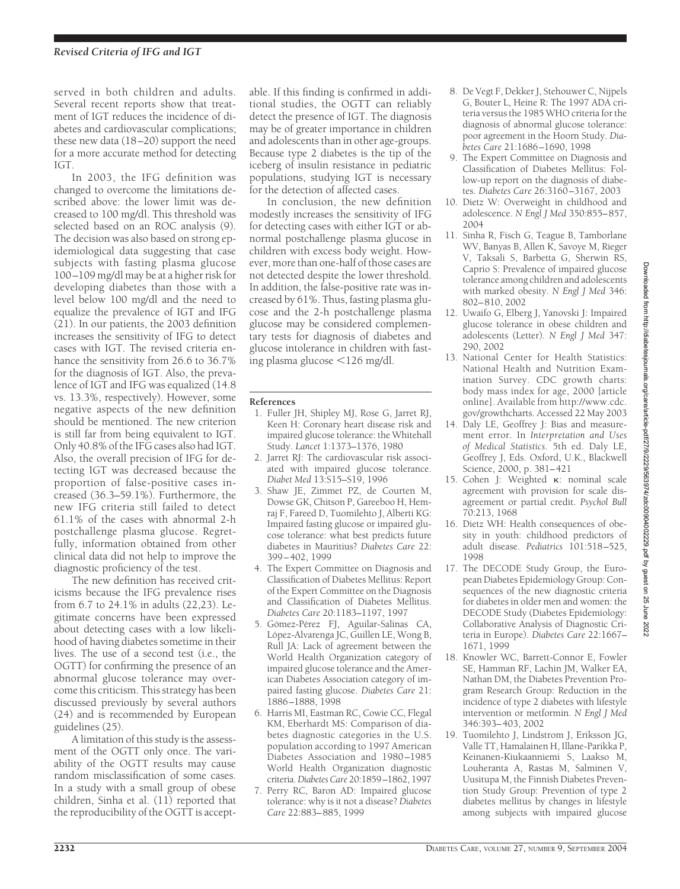served in both children and adults. Several recent reports show that treatment of IGT reduces the incidence of diabetes and cardiovascular complications; these new data (18–20) support the need for a more accurate method for detecting IGT.

In 2003, the IFG definition was changed to overcome the limitations described above: the lower limit was decreased to 100 mg/dl. This threshold was selected based on an ROC analysis (9). The decision was also based on strong epidemiological data suggesting that case subjects with fasting plasma glucose 100–109 mg/dl may be at a higher risk for developing diabetes than those with a level below 100 mg/dl and the need to equalize the prevalence of IGT and IFG (21). In our patients, the 2003 definition increases the sensitivity of IFG to detect cases with IGT. The revised criteria enhance the sensitivity from 26.6 to 36.7% for the diagnosis of IGT. Also, the prevalence of IGT and IFG was equalized (14.8 vs. 13.3%, respectively). However, some negative aspects of the new definition should be mentioned. The new criterion is still far from being equivalent to IGT. Only 40.8% of the IFG cases also had IGT. Also, the overall precision of IFG for detecting IGT was decreased because the proportion of false-positive cases increased (36.3–59.1%). Furthermore, the new IFG criteria still failed to detect 61.1% of the cases with abnormal 2-h postchallenge plasma glucose. Regretfully, information obtained from other clinical data did not help to improve the diagnostic proficiency of the test.

The new definition has received criticisms because the IFG prevalence rises from 6.7 to 24.1% in adults (22,23). Legitimate concerns have been expressed about detecting cases with a low likelihood of having diabetes sometime in their lives. The use of a second test (i.e., the OGTT) for confirming the presence of an abnormal glucose tolerance may overcome this criticism. This strategy has been discussed previously by several authors (24) and is recommended by European guidelines (25).

A limitation of this study is the assessment of the OGTT only once. The variability of the OGTT results may cause random misclassification of some cases. In a study with a small group of obese children, Sinha et al. (11) reported that the reproducibility of the OGTT is acceptable. If this finding is confirmed in additional studies, the OGTT can reliably detect the presence of IGT. The diagnosis may be of greater importance in children and adolescents than in other age-groups. Because type 2 diabetes is the tip of the iceberg of insulin resistance in pediatric populations, studying IGT is necessary for the detection of affected cases.

In conclusion, the new definition modestly increases the sensitivity of IFG for detecting cases with either IGT or abnormal postchallenge plasma glucose in children with excess body weight. However, more than one-half of those cases are not detected despite the lower threshold. In addition, the false-positive rate was increased by 61%. Thus, fasting plasma glucose and the 2-h postchallenge plasma glucose may be considered complementary tests for diagnosis of diabetes and glucose intolerance in children with fasting plasma glucose <126 mg/dl.

## References

1. Fuller JH, Shipley MJ, Rose G, Jarret RJ, Keen H: Coronary heart disease risk and impaired glucose tolerance: the Whitehall Study. *Lancet* 1:1373–1376, 1980
2. Jarret RJ: The cardiovascular risk associated with impaired glucose tolerance. *Diabet Med* 13:S15–S19, 1996
3. Shaw JE, Zimmet PZ, de Courten M, Dowse GK, Chitson P, Gareeboo H, Hemraj F, Fareed D, Tuomilehto J, Alberti KG: Impaired fasting glucose or impaired glucose tolerance: what best predicts future diabetes in Mauritius? *Diabetes Care* 22:399–402, 1999
4. The Expert Committee on Diagnosis and Classification of Diabetes Mellitus: Report of the Expert Committee on the Diagnosis and Classification of Diabetes Mellitus. *Diabetes Care* 20:1183–1197, 1997
5. Gómez-Pérez FJ, Aguilar-Salinas CA, López-Alvarenga JC, Guillen LE, Wong B, Rull JA: Lack of agreement between the World Health Organization category of impaired glucose tolerance and the American Diabetes Association category of impaired fasting glucose. *Diabetes Care* 21:1886–1888, 1998
6. Harris MI, Eastman RC, Cowie CC, Flegal KM, Eberhardt MS: Comparison of diabetes diagnostic categories in the U.S. population according to 1997 American Diabetes Association and 1980–1985 World Health Organization diagnostic criteria. *Diabetes Care* 20:1859–1862, 1997
7. Perry RC, Baron AD: Impaired glucose tolerance: why is it not a disease? *Diabetes Care* 22:883–885, 1999
8. De Vegt F, Dekker J, Stehouwer C, Nijpels G, Bouter L, Heine R: The 1997 ADA criteria versus the 1985 WHO criteria for the diagnosis of abnormal glucose tolerance: poor agreement in the Hoorn Study. *Diabetes Care* 21:1686–1690, 1998
9. The Expert Committee on Diagnosis and Classification of Diabetes Mellitus: Follow-up report on the diagnosis of diabetes. *Diabetes Care* 26:3160–3167, 2003
10. Dietz W: Overweight in childhood and adolescence. *N Engl J Med* 350:855–857, 2004
11. Sinha R, Fisch G, Teague B, Tamborlane WV, Banyas B, Allen K, Savoye M, Rieger V, Taksali S, Barbetta G, Sherwin RS, Caprio S: Prevalence of impaired glucose tolerance among children and adolescents with marked obesity. *N Engl J Med* 346:802–810, 2002
12. Uwaifo G, Elberg J, Yanovski J: Impaired glucose tolerance in obese children and adolescents (Letter). *N Engl J Med* 347:290, 2002
13. National Center for Health Statistics: National Health and Nutrition Examination Survey. CDC growth charts: body mass index for age, 2000 [article online]. Available from http://www.cdc.gov/growthcharts. Accessed 22 May 2003
14. Daly LE, Geoffrey J: Bias and measurement error. In *Interpretation and Uses of Medical Statistics*. 5th ed. Daly LE, Geoffrey J, Eds. Oxford, U.K., Blackwell Science, 2000, p. 381–421
15. Cohen J: Weighted κ: nominal scale agreement with provision for scale disagreement or partial credit. *Psychol Bull* 70:213, 1968
16. Dietz WH: Health consequences of obesity in youth: childhood predictors of adult disease. *Pediatrics* 101:518–525, 1998
17. The DECODE Study Group, the European Diabetes Epidemiology Group: Consequences of the new diagnostic criteria for diabetes in older men and women: the DECODE Study (Diabetes Epidemiology: Collaborative Analysis of Diagnostic Criteria in Europe). *Diabetes Care* 22:1667–1671, 1999
18. Knowler WC, Barrett-Connor E, Fowler SE, Hamman RF, Lachin JM, Walker EA, Nathan DM, the Diabetes Prevention Program Research Group: Reduction in the incidence of type 2 diabetes with lifestyle intervention or metformin. *N Engl J Med* 346:393–403, 2002
19. Tuomilehto J, Lindstrom J, Eriksson JG, Valle TT, Hamalainen H, Illane-Parikka P, Keinanen-Kiukaanniemi S, Laakso M, Louheranta A, Rastas M, Salminen V, Uusitupa M, the Finnish Diabetes Prevention Study Group: Prevention of type 2 diabetes mellitus by changes in lifestyle among subjects with impaired glucose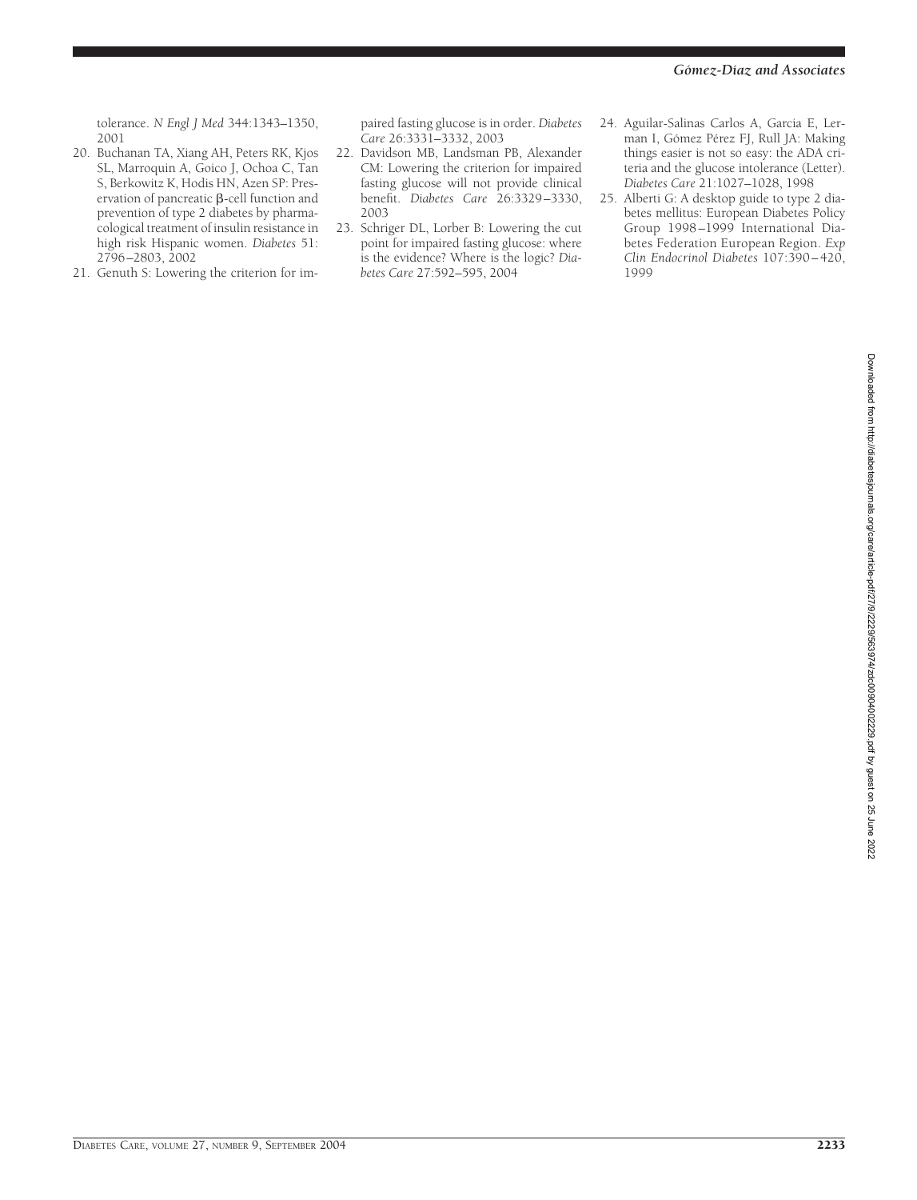tolerance. *N Engl J Med* 344:1343–1350, 2001

20. Buchanan TA, Xiang AH, Peters RK, Kjos SL, Marroquin A, Goico J, Ochoa C, Tan S, Berkowitz K, Hodis HN, Azen SP: Preservation of pancreatic β-cell function and prevention of type 2 diabetes by pharmacological treatment of insulin resistance in high risk Hispanic women. *Diabetes* 51: 2796–2803, 2002
21. Genuth S: Lowering the criterion for impaired fasting glucose is in order. *Diabetes Care* 26:3331–3332, 2003
22. Davidson MB, Landsman PB, Alexander CM: Lowering the criterion for impaired fasting glucose will not provide clinical benefit. *Diabetes Care* 26:3329–3330, 2003
23. Schriger DL, Lorber B: Lowering the cut point for impaired fasting glucose: where is the evidence? Where is the logic? *Diabetes Care* 27:592–595, 2004
24. Aguilar-Salinas Carlos A, Garcia E, Lerman I, Gómez Pérez FJ, Rull JA: Making things easier is not so easy: the ADA criteria and the glucose intolerance (Letter). *Diabetes Care* 21:1027–1028, 1998
25. Alberti G: A desktop guide to type 2 diabetes mellitus: European Diabetes Policy Group 1998–1999 International Diabetes Federation European Region. *Exp Clin Endocrinol Diabetes* 107:390–420, 1999